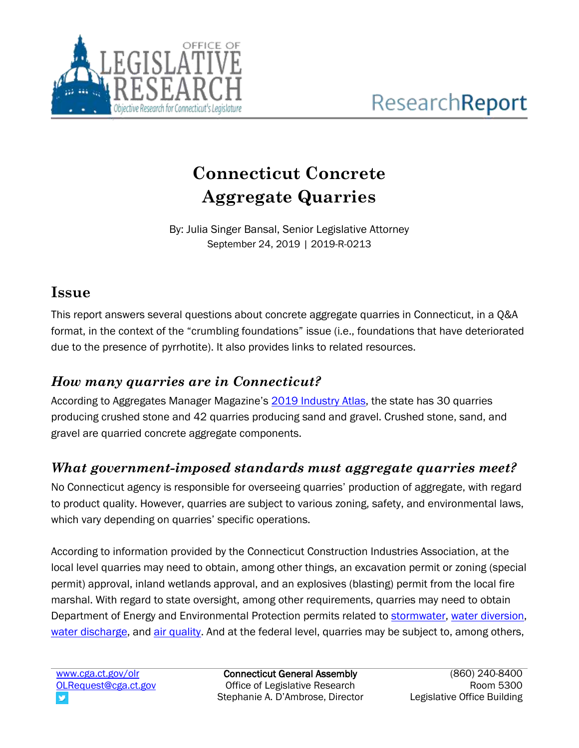# Connecticut Concrete Aggregate Quarries

By: Julia Singer Bansal, Senior Legislative Attorney
September 24, 2019 | 2019-R-0213

## Issue

This report answers several questions about concrete aggregate quarries in Connecticut, in a Q&A format, in the context of the "crumbling foundations" issue (i.e., foundations that have deteriorated due to the presence of pyrrhotite). It also provides links to related resources.

### *How many quarries are in Connecticut?*

According to Aggregates Manager Magazine's 2019 Industry Atlas, the state has 30 quarries producing crushed stone and 42 quarries producing sand and gravel. Crushed stone, sand, and gravel are quarried concrete aggregate components.

### *What government-imposed standards must aggregate quarries meet?*

No Connecticut agency is responsible for overseeing quarries' production of aggregate, with regard to product quality. However, quarries are subject to various zoning, safety, and environmental laws, which vary depending on quarries' specific operations.

According to information provided by the Connecticut Construction Industries Association, at the local level quarries may need to obtain, among other things, an excavation permit or zoning (special permit) approval, inland wetlands approval, and an explosives (blasting) permit from the local fire marshal. With regard to state oversight, among other requirements, quarries may need to obtain Department of Energy and Environmental Protection permits related to stormwater, water diversion, water discharge, and air quality. And at the federal level, quarries may be subject to, among others,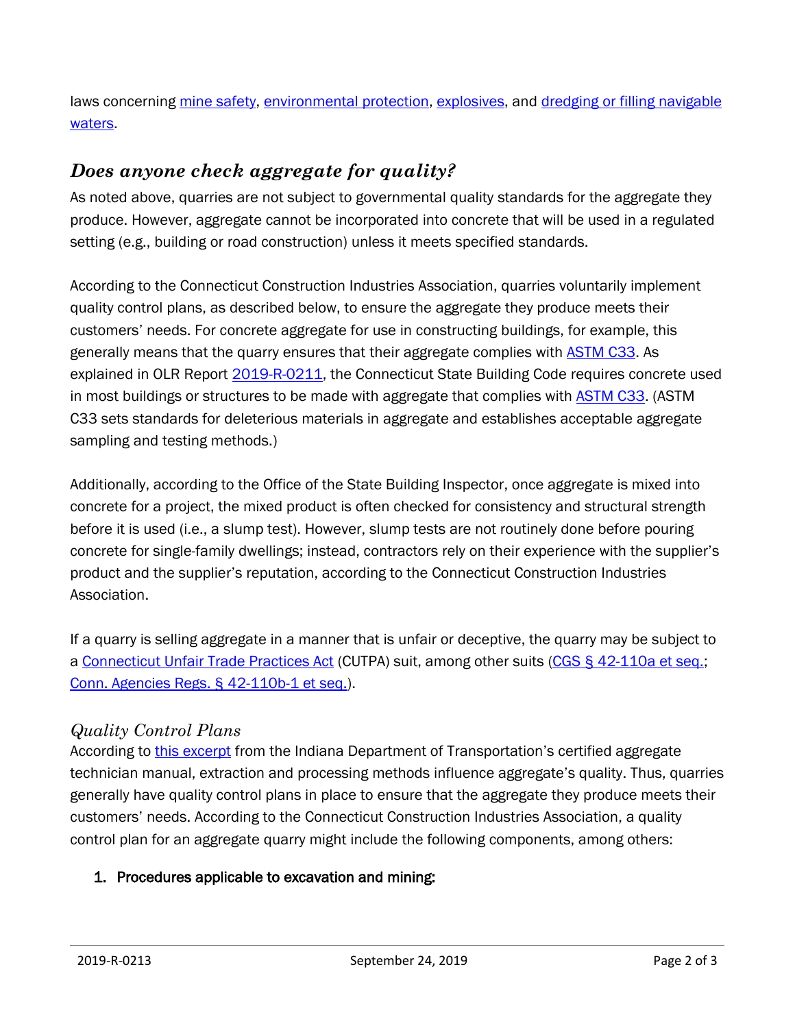laws concerning mine safety, environmental protection, explosives, and dredging or filling navigable waters.

## *Does anyone check aggregate for quality?*

As noted above, quarries are not subject to governmental quality standards for the aggregate they produce. However, aggregate cannot be incorporated into concrete that will be used in a regulated setting (e.g., building or road construction) unless it meets specified standards.

According to the Connecticut Construction Industries Association, quarries voluntarily implement quality control plans, as described below, to ensure the aggregate they produce meets their customers' needs. For concrete aggregate for use in constructing buildings, for example, this generally means that the quarry ensures that their aggregate complies with ASTM C33. As explained in OLR Report 2019-R-0211, the Connecticut State Building Code requires concrete used in most buildings or structures to be made with aggregate that complies with ASTM C33. (ASTM C33 sets standards for deleterious materials in aggregate and establishes acceptable aggregate sampling and testing methods.)

Additionally, according to the Office of the State Building Inspector, once aggregate is mixed into concrete for a project, the mixed product is often checked for consistency and structural strength before it is used (i.e., a slump test). However, slump tests are not routinely done before pouring concrete for single-family dwellings; instead, contractors rely on their experience with the supplier's product and the supplier's reputation, according to the Connecticut Construction Industries Association.

If a quarry is selling aggregate in a manner that is unfair or deceptive, the quarry may be subject to a Connecticut Unfair Trade Practices Act (CUTPA) suit, among other suits (CGS § 42-110a et seq.; Conn. Agencies Regs. § 42-110b-1 et seq.).

### *Quality Control Plans*

According to this excerpt from the Indiana Department of Transportation's certified aggregate technician manual, extraction and processing methods influence aggregate's quality. Thus, quarries generally have quality control plans in place to ensure that the aggregate they produce meets their customers' needs. According to the Connecticut Construction Industries Association, a quality control plan for an aggregate quarry might include the following components, among others:

1. **Procedures applicable to excavation and mining:**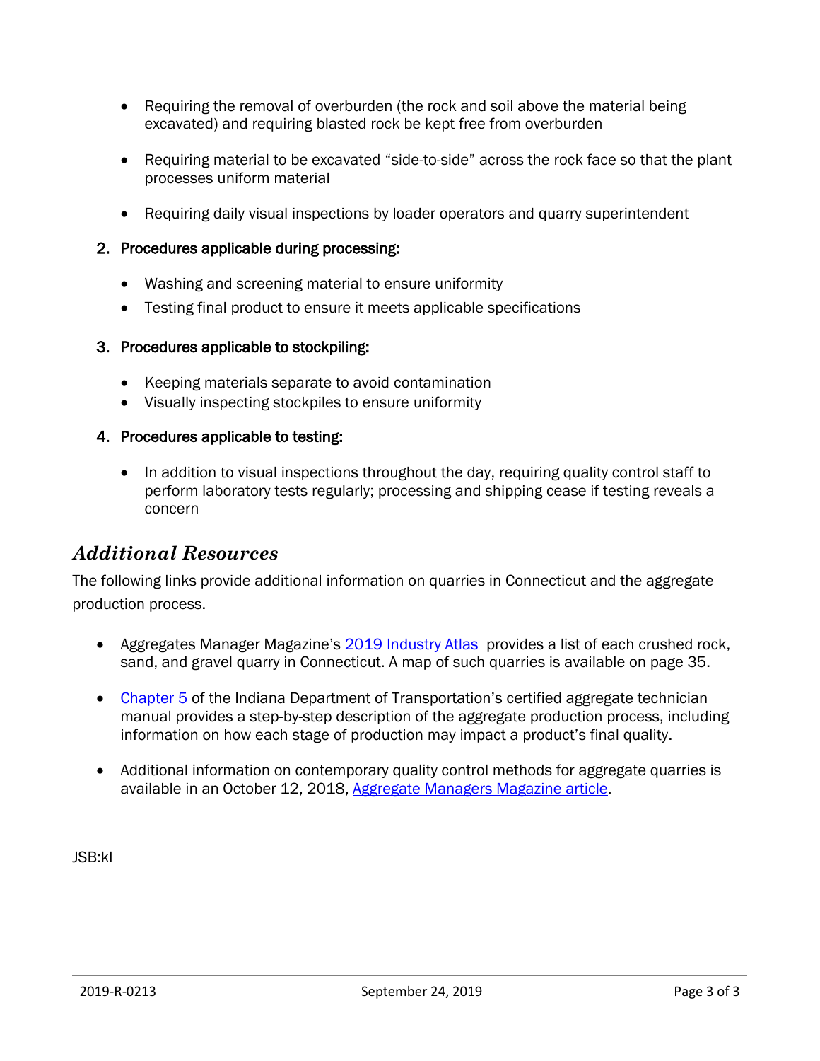- Requiring the removal of overburden (the rock and soil above the material being excavated) and requiring blasted rock be kept free from overburden

- Requiring material to be excavated "side-to-side" across the rock face so that the plant processes uniform material

- Requiring daily visual inspections by loader operators and quarry superintendent

2. **Procedures applicable during processing:**

   - Washing and screening material to ensure uniformity
   - Testing final product to ensure it meets applicable specifications

3. **Procedures applicable to stockpiling:**

   - Keeping materials separate to avoid contamination
   - Visually inspecting stockpiles to ensure uniformity

4. **Procedures applicable to testing:**

   - In addition to visual inspections throughout the day, requiring quality control staff to perform laboratory tests regularly; processing and shipping cease if testing reveals a concern

## *Additional Resources*

The following links provide additional information on quarries in Connecticut and the aggregate production process.

- Aggregates Manager Magazine's 2019 Industry Atlas provides a list of each crushed rock, sand, and gravel quarry in Connecticut. A map of such quarries is available on page 35.

- Chapter 5 of the Indiana Department of Transportation's certified aggregate technician manual provides a step-by-step description of the aggregate production process, including information on how each stage of production may impact a product's final quality.

- Additional information on contemporary quality control methods for aggregate quarries is available in an October 12, 2018, Aggregate Managers Magazine article.

JSB:kl

2019-R-0213 September 24, 2019